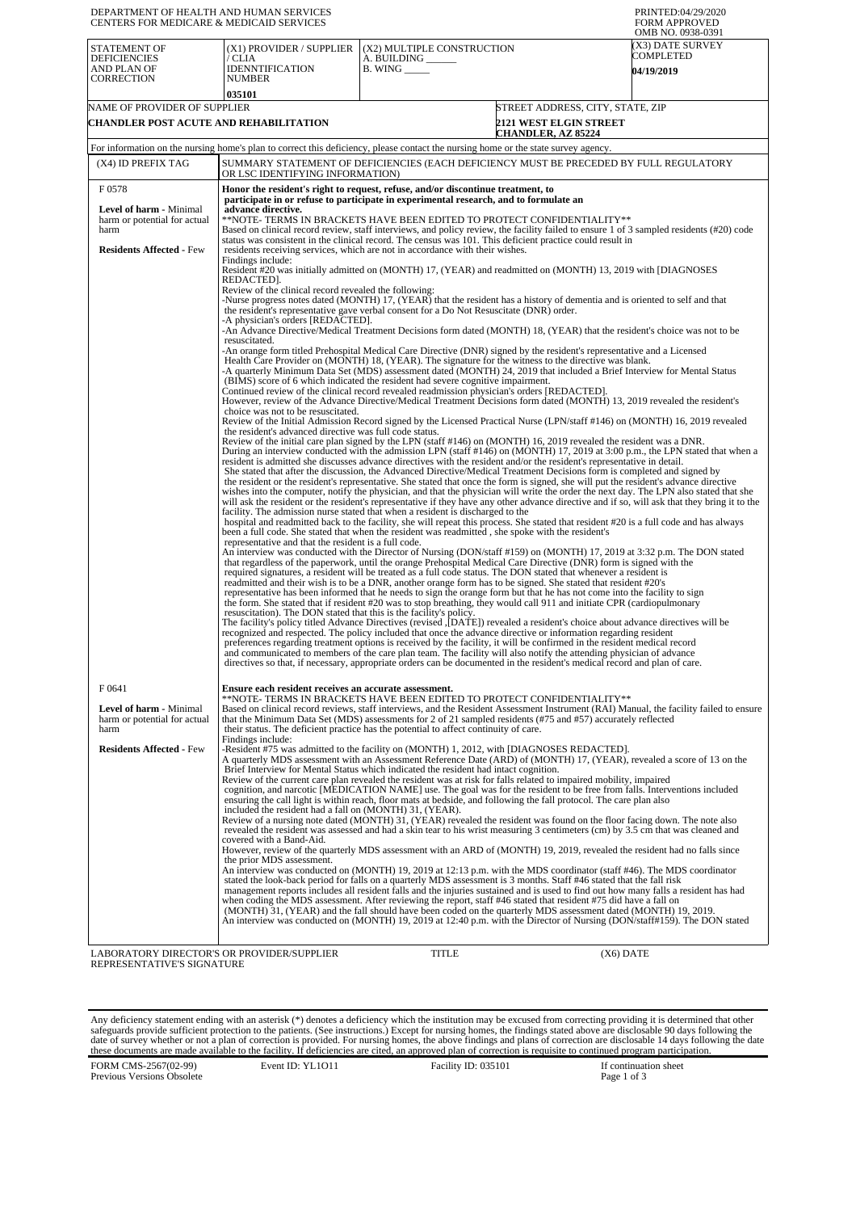DEPARTMENT OF HEALTH AND HUMAN SERVICES
CENTERS FOR MEDICARE & MEDICAID SERVICES

PRINTED:04/29/2020
FORM APPROVED
OMB NO. 0938-0391

| STATEMENT OF DEFICIENCIES AND PLAN OF CORRECTION | (X1) PROVIDER / SUPPLIER / CLIA IDENNTIFICATION NUMBER | (X2) MULTIPLE CONSTRUCTION A. BUILDING ______ B. WING _____ | (X3) DATE SURVEY COMPLETED |
|---|---|---|---|
| | 035101 | | 04/19/2019 |

| NAME OF PROVIDER OF SUPPLIER | STREET ADDRESS, CITY, STATE, ZIP |
|---|---|
| CHANDLER POST ACUTE AND REHABILITATION | 2121 WEST ELGIN STREET CHANDLER, AZ 85224 |

For information on the nursing home's plan to correct this deficiency, please contact the nursing home or the state survey agency.

| (X4) ID PREFIX TAG | SUMMARY STATEMENT OF DEFICIENCIES (EACH DEFICIENCY MUST BE PRECEDED BY FULL REGULATORY OR LSC IDENTIFYING INFORMATION) |
|---|---|
| F 0578<br><br>**Level of harm** - Minimal harm or potential for actual harm<br><br>**Residents Affected** - Few | **Honor the resident's right to request, refuse, and/or discontinue treatment, to participate in or refuse to participate in experimental research, and to formulate an advance directive.**<br>**NOTE- TERMS IN BRACKETS HAVE BEEN EDITED TO PROTECT CONFIDENTIALITY**<br>Based on clinical record review, staff interviews, and policy review, the facility failed to ensure 1 of 3 sampled residents (#20) code status was consistent in the clinical record. The census was 101. This deficient practice could result in residents receiving services, which are not in accordance with their wishes.<br>Findings include:<br>Resident #20 was initially admitted on (MONTH) 17, (YEAR) and readmitted on (MONTH) 13, 2019 with [DIAGNOSES REDACTED].<br>Review of the clinical record revealed the following:<br>-Nurse progress notes dated (MONTH) 17, (YEAR) that the resident has a history of dementia and is oriented to self and that the resident's representative gave verbal consent for a Do Not Resuscitate (DNR) order.<br>-A physician's orders [REDACTED].<br>-An Advance Directive/Medical Treatment Decisions form dated (MONTH) 18, (YEAR) that the resident's choice was not to be resuscitated.<br>-An orange form titled Prehospital Medical Care Directive (DNR) signed by the resident's representative and a Licensed Health Care Provider on (MONTH) 18, (YEAR). The signature for the witness to the directive was blank.<br>-A quarterly Minimum Data Set (MDS) assessment dated (MONTH) 24, 2019 that included a Brief Interview for Mental Status (BIMS) score of 6 which indicated the resident had severe cognitive impairment.<br>Continued review of the clinical record revealed readmission physician's orders [REDACTED].<br>However, review of the Advance Directive/Medical Treatment Decisions form dated (MONTH) 13, 2019 revealed the resident's choice was not to be resuscitated.<br>Review of the Initial Admission Record signed by the Licensed Practical Nurse (LPN/staff #146) on (MONTH) 16, 2019 revealed the resident's advanced directive was full code status.<br>Review of the initial care plan signed by the LPN (staff #146) on (MONTH) 16, 2019 revealed the resident was a DNR.<br>During an interview conducted with the admission LPN (staff #146) on (MONTH) 17, 2019 at 3:00 p.m., the LPN stated that when a resident is admitted she discusses advance directives with the resident and/or the resident's representative in detail. She stated that after the discussion, the Advanced Directive/Medical Treatment Decisions form is completed and signed by the resident or the resident's representative. She stated that once the form is signed, she will put the resident's advance directive wishes into the computer, notify the physician, and that the physician will write the order the next day. The LPN also stated that she will ask the resident or the resident's representative if they have any other advance directive and if so, will ask that they bring it to the facility. The admission nurse stated that when a resident is discharged to the hospital and readmitted back to the facility, she will repeat this process. She stated that resident #20 is a full code and has always been a full code. She stated that when the resident was readmitted , she spoke with the resident's representative and that the resident is a full code.<br>An interview was conducted with the Director of Nursing (DON/staff #159) on (MONTH) 17, 2019 at 3:32 p.m. The DON stated that regardless of the paperwork, until the orange Prehospital Medical Care Directive (DNR) form is signed with the required signatures, a resident will be treated as a full code status. The DON stated that whenever a resident is readmitted and their wish is to be a DNR, another orange form has to be signed. She stated that resident #20's representative has been informed that he needs to sign the orange form but that he has not come into the facility to sign the form. She stated that if resident #20 was to stop breathing, they would call 911 and initiate CPR (cardiopulmonary resuscitation). The DON stated that this is the facility's policy.<br>The facility's policy titled Advance Directives (revised ,[DATE]) revealed a resident's choice about advance directives will be recognized and respected. The policy included that once the advance directive or information regarding resident preferences regarding treatment options is received by the facility, it will be confirmed in the resident medical record and communicated to members of the care plan team. The facility will also notify the attending physician of advance directives so that, if necessary, appropriate orders can be documented in the resident's medical record and plan of care. |
| F 0641<br><br>**Level of harm** - Minimal harm or potential for actual harm<br><br>**Residents Affected** - Few | **Ensure each resident receives an accurate assessment.**<br>**NOTE- TERMS IN BRACKETS HAVE BEEN EDITED TO PROTECT CONFIDENTIALITY**<br>Based on clinical record reviews, staff interviews, and the Resident Assessment Instrument (RAI) Manual, the facility failed to ensure that the Minimum Data Set (MDS) assessments for 2 of 21 sampled residents (#75 and #57) accurately reflected their status. The deficient practice has the potential to affect continuity of care.<br>Findings include:<br>-Resident #75 was admitted to the facility on (MONTH) 1, 2012, with [DIAGNOSES REDACTED].<br>A quarterly MDS assessment with an Assessment Reference Date (ARD) of (MONTH) 17, (YEAR), revealed a score of 13 on the Brief Interview for Mental Status which indicated the resident had intact cognition.<br>Review of the current care plan revealed the resident was at risk for falls related to impaired mobility, impaired cognition, and narcotic [MEDICATION NAME] use. The goal was for the resident to be free from falls. Interventions included ensuring the call light is within reach, floor mats at bedside, and following the fall protocol. The care plan also included the resident had a fall on (MONTH) 31, (YEAR).<br>Review of a nursing note dated (MONTH) 31, (YEAR) revealed the resident was found on the floor facing down. The note also revealed the resident was assessed and had a skin tear to his wrist measuring 3 centimeters (cm) by 3.5 cm that was cleaned and covered with a Band-Aid.<br>However, review of the quarterly MDS assessment with an ARD of (MONTH) 19, 2019, revealed the resident had no falls since the prior MDS assessment.<br>An interview was conducted on (MONTH) 19, 2019 at 12:13 p.m. with the MDS coordinator (staff #46). The MDS coordinator stated the look-back period for falls on a quarterly MDS assessment is 3 months. Staff #46 stated that the fall risk management reports includes all resident falls and the injuries sustained and is used to find out how many falls a resident has had when coding the MDS assessment. After reviewing the report, staff #46 stated that resident #75 did have a fall on (MONTH) 31, (YEAR) and the fall should have been coded on the quarterly MDS assessment dated (MONTH) 19, 2019.<br>An interview was conducted on (MONTH) 19, 2019 at 12:40 p.m. with the Director of Nursing (DON/staff#159). The DON stated |

LABORATORY DIRECTOR'S OR PROVIDER/SUPPLIER REPRESENTATIVE'S SIGNATURE | TITLE | (X6) DATE

Any deficiency statement ending with an asterisk (*) denotes a deficiency which the institution may be excused from correcting providing it is determined that other safeguards provide sufficient protection to the patients. (See instructions.) Except for nursing homes, the findings stated above are disclosable 90 days following the date of survey whether or not a plan of correction is provided. For nursing homes, the above findings and plans of correction are disclosable 14 days following the date these documents are made available to the facility. If deficiencies are cited, an approved plan of correction is requisite to continued program participation.

FORM CMS-2567(02-99) Previous Versions Obsolete | Event ID: YL1O11 | Facility ID: 035101 | If continuation sheet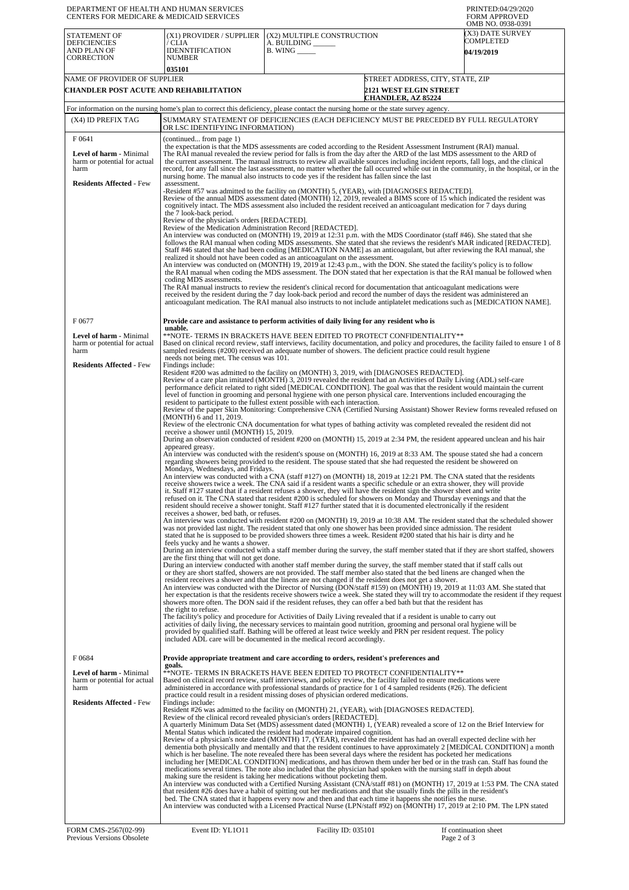DEPARTMENT OF HEALTH AND HUMAN SERVICES
CENTERS FOR MEDICARE & MEDICAID SERVICES

PRINTED:04/29/2020
FORM APPROVED
OMB NO. 0938-0391

| STATEMENT OF DEFICIENCIES AND PLAN OF CORRECTION | (X1) PROVIDER / SUPPLIER / CLIA IDENNTIFICATION NUMBER | (X2) MULTIPLE CONSTRUCTION A. BUILDING ______ B. WING _____ | (X3) DATE SURVEY COMPLETED |
|---|---|---|---|
| | 035101 | | 04/19/2019 |

| NAME OF PROVIDER OF SUPPLIER | STREET ADDRESS, CITY, STATE, ZIP |
|---|---|
| CHANDLER POST ACUTE AND REHABILITATION | 2121 WEST ELGIN STREET CHANDLER, AZ 85224 |

For information on the nursing home's plan to correct this deficiency, please contact the nursing home or the state survey agency.

| (X4) ID PREFIX TAG | SUMMARY STATEMENT OF DEFICIENCIES (EACH DEFICIENCY MUST BE PRECEDED BY FULL REGULATORY OR LSC IDENTIFYING INFORMATION) |
|---|---|
| F 0641<br><br>**Level of harm -** Minimal harm or potential for actual harm<br><br>**Residents Affected -** Few | (continued... from page 1)<br>the expectation is that the MDS assessments are coded according to the Resident Assessment Instrument (RAI) manual.<br>The RAI manual revealed the review period for falls is from the day after the ARD of the last MDS assessment to the ARD of the current assessment. The manual instructs to review all available sources including incident reports, fall logs, and the clinical record, for any fall since the last assessment, no matter whether the fall occurred while out in the community, in the hospital, or in the nursing home. The manual also instructs to code yes if the resident has fallen since the last assessment.<br>-Resident #57 was admitted to the facility on (MONTH) 5, (YEAR), with [DIAGNOSES REDACTED].<br>Review of the annual MDS assessment dated (MONTH) 12, 2019, revealed a BIMS score of 15 which indicated the resident was cognitively intact. The MDS assessment also included the resident received an anticoagulant medication for 7 days during the 7 look-back period.<br>Review of the physician's orders [REDACTED].<br>Review of the Medication Administration Record [REDACTED].<br>An interview was conducted on (MONTH) 19, 2019 at 12:31 p.m. with the MDS Coordinator (staff #46). She stated that she follows the RAI manual when coding MDS assessments. She stated that she reviews the resident's MAR indicated [REDACTED]. Staff #46 stated that she had been coding [MEDICATION NAME] as an anticoagulant, but after reviewing the RAI manual, she realized it should not have been coded as an anticoagulant on the assessment.<br>An interview was conducted on (MONTH) 19, 2019 at 12:43 p.m., with the DON. She stated the facility's policy is to follow the RAI manual when coding the MDS assessment. The DON stated that her expectation is that the RAI manual be followed when coding MDS assessments.<br>The RAI manual instructs to review the resident's clinical record for documentation that anticoagulant medications were received by the resident during the 7 day look-back period and record the number of days the resident was administered an anticoagulant medication. The RAI manual also instructs to not include antiplatelet medications such as [MEDICATION NAME]. |
| F 0677<br><br>**Level of harm -** Minimal harm or potential for actual harm<br><br>**Residents Affected -** Few | **Provide care and assistance to perform activities of daily living for any resident who is unable.**<br>**NOTE- TERMS IN BRACKETS HAVE BEEN EDITED TO PROTECT CONFIDENTIALITY**<br>Based on clinical record review, staff interviews, facility documentation, and policy and procedures, the facility failed to ensure 1 of 8 sampled residents (#200) received an adequate number of showers. The deficient practice could result hygiene needs not being met. The census was 101.<br>Findings include:<br>Resident #200 was admitted to the facility on (MONTH) 3, 2019, with [DIAGNOSES REDACTED].<br>Review of a care plan imitated (MONTH) 3, 2019 revealed the resident had an Activities of Daily Living (ADL) self-care performance deficit related to right sided [MEDICAL CONDITION]. The goal was that the resident would maintain the current level of function in grooming and personal hygiene with one person physical care. Interventions included encouraging the resident to participate to the fullest extent possible with each interaction.<br>Review of the paper Skin Monitoring: Comprehensive CNA (Certified Nursing Assistant) Shower Review forms revealed refused on (MONTH) 6 and 11, 2019.<br>Review of the electronic CNA documentation for what types of bathing activity was completed revealed the resident did not receive a shower until (MONTH) 15, 2019.<br>During an observation conducted of resident #200 on (MONTH) 15, 2019 at 2:34 PM, the resident appeared unclean and his hair appeared greasy.<br>An interview was conducted with the resident's spouse on (MONTH) 16, 2019 at 8:33 AM. The spouse stated she had a concern regarding showers being provided to the resident. The spouse stated that she had requested the resident be showered on Mondays, Wednesdays, and Fridays.<br>An interview was conducted with a CNA (staff #127) on (MONTH) 18, 2019 at 12:21 PM. The CNA stated that the residents receive showers twice a week. The CNA said if a resident wants a specific schedule or an extra shower, they will provide it. Staff #127 stated that if a resident refuses a shower, they will have the resident sign the shower sheet and write refused on it. The CNA stated that resident #200 is scheduled for showers on Monday and Thursday evenings and that the resident should receive a shower tonight. Staff #127 further stated that it is documented electronically if the resident receives a shower, bed bath, or refuses.<br>An interview was conducted with resident #200 on (MONTH) 19, 2019 at 10:38 AM. The resident stated that the scheduled shower was not provided last night. The resident stated that only one shower has been provided since admission. The resident stated that he is supposed to be provided showers three times a week. Resident #200 stated that his hair is dirty and he feels yucky and he wants a shower.<br>During an interview conducted with a staff member during the survey, the staff member stated that if they are short staffed, showers are the first thing that will not get done.<br>During an interview conducted with another staff member during the survey, the staff member stated that if staff calls out or they are short staffed, showers are not provided. The staff member also stated that the bed linens are changed when the resident receives a shower and that the linens are not changed if the resident does not get a shower.<br>An interview was conducted with the Director of Nursing (DON/staff #159) on (MONTH) 19, 2019 at 11:03 AM. She stated that her expectation is that the residents receive showers twice a week. She stated they will try to accommodate the resident if they request showers more often. The DON said if the resident refuses, they can offer a bed bath but that the resident has the right to refuse.<br>The facility's policy and procedure for Activities of Daily Living revealed that if a resident is unable to carry out activities of daily living, the necessary services to maintain good nutrition, grooming and personal oral hygiene will be provided by qualified staff. Bathing will be offered at least twice weekly and PRN per resident request. The policy included ADL care will be documented in the medical record accordingly. |
| F 0684<br><br>**Level of harm -** Minimal harm or potential for actual harm<br><br>**Residents Affected -** Few | **Provide appropriate treatment and care according to orders, resident's preferences and goals.**<br>**NOTE- TERMS IN BRACKETS HAVE BEEN EDITED TO PROTECT CONFIDENTIALITY**<br>Based on clinical record review, staff interviews, and policy review, the facility failed to ensure medications were administered in accordance with professional standards of practice for 1 of 4 sampled residents (#26). The deficient practice could result in a resident missing doses of physician ordered medications.<br>Findings include:<br>Resident #26 was admitted to the facility on (MONTH) 21, (YEAR), with [DIAGNOSES REDACTED].<br>Review of the clinical record revealed physician's orders [REDACTED].<br>A quarterly Minimum Data Set (MDS) assessment dated (MONTH) 1, (YEAR) revealed a score of 12 on the Brief Interview for Mental Status which indicated the resident had moderate impaired cognition.<br>Review of a physician's note dated (MONTH) 17, (YEAR), revealed the resident has had an overall expected decline with her dementia both physically and mentally and that the resident continues to have approximately 2 [MEDICAL CONDITION] a month which is her baseline. The note revealed there has been several days where the resident has pocketed her medications including her [MEDICAL CONDITION] medications, and has thrown them under her bed or in the trash can. Staff has found the medications several times. The note also included that the physician had spoken with the nursing staff in depth about making sure the resident is taking her medications without pocketing them.<br>An interview was conducted with a Certified Nursing Assistant (CNA/staff #81) on (MONTH) 17, 2019 at 1:53 PM. The CNA stated that resident #26 does have a habit of spitting out her medications and that she usually finds the pills in the resident's bed. The CNA stated that it happens every now and then and that each time it happens she notifies the nurse.<br>An interview was conducted with a Licensed Practical Nurse (LPN/staff #92) on (MONTH) 17, 2019 at 2:10 PM. The LPN stated |

FORM CMS-2567(02-99) Previous Versions Obsolete | Event ID: YL1O11 | Facility ID: 035101 | If continuation sheet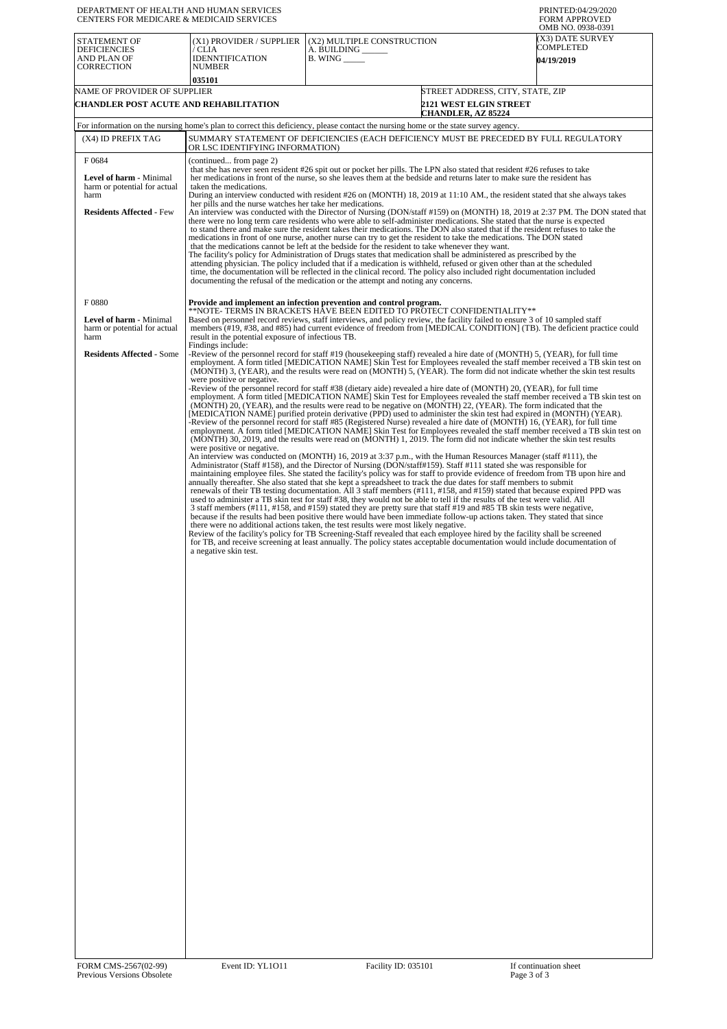DEPARTMENT OF HEALTH AND HUMAN SERVICES
CENTERS FOR MEDICARE & MEDICAID SERVICES

PRINTED:04/29/2020
FORM APPROVED
OMB NO. 0938-0391

| STATEMENT OF DEFICIENCIES AND PLAN OF CORRECTION | (X1) PROVIDER / SUPPLIER / CLIA IDENNTIFICATION NUMBER | (X2) MULTIPLE CONSTRUCTION | (X3) DATE SURVEY COMPLETED |
|---|---|---|---|
| | 035101 | A. BUILDING ______ B. WING _____ | 04/19/2019 |

| NAME OF PROVIDER OF SUPPLIER | STREET ADDRESS, CITY, STATE, ZIP |
|---|---|
| CHANDLER POST ACUTE AND REHABILITATION | 2121 WEST ELGIN STREET CHANDLER, AZ 85224 |

For information on the nursing home's plan to correct this deficiency, please contact the nursing home or the state survey agency.

| (X4) ID PREFIX TAG | SUMMARY STATEMENT OF DEFICIENCIES (EACH DEFICIENCY MUST BE PRECEDED BY FULL REGULATORY OR LSC IDENTIFYING INFORMATION) |
|---|---|
| F 0684<br><br>**Level of harm** - Minimal harm or potential for actual harm<br><br>**Residents Affected** - Few | (continued... from page 2)<br>that she has never seen resident #26 spit out or pocket her pills. The LPN also stated that resident #26 refuses to take her medications in front of the nurse, so she leaves them at the bedside and returns later to make sure the resident has taken the medications.<br>During an interview conducted with resident #26 on (MONTH) 18, 2019 at 11:10 AM., the resident stated that she always takes her pills and the nurse watches her take her medications.<br>An interview was conducted with the Director of Nursing (DON/staff #159) on (MONTH) 18, 2019 at 2:37 PM. The DON stated that there were no long term care residents who were able to self-administer medications. She stated that the nurse is expected to stand there and make sure the resident takes their medications. The DON also stated that if the resident refuses to take the medications in front of one nurse, another nurse can try to get the resident to take the medications. The DON stated that the medications cannot be left at the bedside for the resident to take whenever they want.<br>The facility's policy for Administration of Drugs states that medication shall be administered as prescribed by the attending physician. The policy included that if a medication is withheld, refused or given other than at the scheduled time, the documentation will be reflected in the clinical record. The policy also included right documentation included documenting the refusal of the medication or the attempt and noting any concerns. |
| F 0880<br><br>**Level of harm** - Minimal harm or potential for actual harm<br><br>**Residents Affected** - Some | **Provide and implement an infection prevention and control program.**<br>**NOTE- TERMS IN BRACKETS HAVE BEEN EDITED TO PROTECT CONFIDENTIALITY**<br>Based on personnel record reviews, staff interviews, and policy review, the facility failed to ensure 3 of 10 sampled staff members (#19, #38, and #85) had current evidence of freedom from [MEDICAL CONDITION] (TB). The deficient practice could result in the potential exposure of infectious TB.<br>Findings include:<br>-Review of the personnel record for staff #19 (housekeeping staff) revealed a hire date of (MONTH) 5, (YEAR), for full time employment. A form titled [MEDICATION NAME] Skin Test for Employees revealed the staff member received a TB skin test on (MONTH) 3, (YEAR), and the results were read on (MONTH) 5, (YEAR). The form did not indicate whether the skin test results were positive or negative.<br>-Review of the personnel record for staff #38 (dietary aide) revealed a hire date of (MONTH) 20, (YEAR), for full time employment. A form titled [MEDICATION NAME] Skin Test for Employees revealed the staff member received a TB skin test on (MONTH) 20, (YEAR), and the results were read to be negative on (MONTH) 22, (YEAR). The form indicated that the [MEDICATION NAME] purified protein derivative (PPD) used to administer the skin test had expired in (MONTH) (YEAR).<br>-Review of the personnel record for staff #85 (Registered Nurse) revealed a hire date of (MONTH) 16, (YEAR), for full time employment. A form titled [MEDICATION NAME] Skin Test for Employees revealed the staff member received a TB skin test on (MONTH) 30, 2019, and the results were read on (MONTH) 1, 2019. The form did not indicate whether the skin test results were positive or negative.<br>An interview was conducted on (MONTH) 16, 2019 at 3:37 p.m., with the Human Resources Manager (staff #111), the Administrator (Staff #158), and the Director of Nursing (DON/staff#159). Staff #111 stated she was responsible for maintaining employee files. She stated the facility's policy was for staff to provide evidence of freedom from TB upon hire and annually thereafter. She also stated that she kept a spreadsheet to track the due dates for staff members to submit renewals of their TB testing documentation. All 3 staff members (#111, #158, and #159) stated that because expired PPD was used to administer a TB skin test for staff #38, they would not be able to tell if the results of the test were valid. All 3 staff members (#111, #158, and #159) stated they are pretty sure that staff #19 and #85 TB skin tests were negative, because if the results had been positive there would have been immediate follow-up actions taken. They stated that since there were no additional actions taken, the test results were most likely negative.<br>Review of the facility's policy for TB Screening-Staff revealed that each employee hired by the facility shall be screened for TB, and receive screening at least annually. The policy states acceptable documentation would include documentation of a negative skin test. |

FORM CMS-2567(02-99) Previous Versions Obsolete | Event ID: YL1O11 | Facility ID: 035101 | If continuation sheet